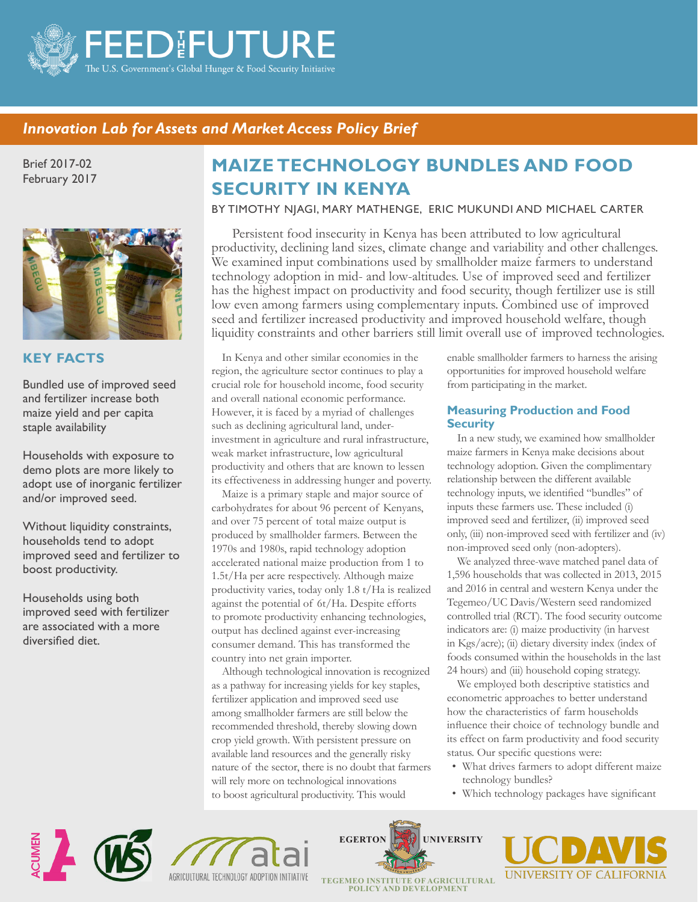# FEED THE FUTURE

The U.S. Government's Global Hunger & Food Security Initiative

*Innovation Lab for Assets and Market Access Policy Brief*

Brief 2017-02
February 2017

## KEY FACTS

Bundled use of improved seed and fertilizer increase both maize yield and per capita staple availability

Households with exposure to demo plots are more likely to adopt use of inorganic fertilizer and/or improved seed.

Without liquidity constraints, households tend to adopt improved seed and fertilizer to boost productivity.

Households using both improved seed with fertilizer are associated with a more diversified diet.

# MAIZE TECHNOLOGY BUNDLES AND FOOD SECURITY IN KENYA

BY TIMOTHY NJAGI, MARY MATHENGE, ERIC MUKUNDI AND MICHAEL CARTER

Persistent food insecurity in Kenya has been attributed to low agricultural productivity, declining land sizes, climate change and variability and other challenges. We examined input combinations used by smallholder maize farmers to understand technology adoption in mid- and low-altitudes. Use of improved seed and fertilizer has the highest impact on productivity and food security, though fertilizer use is still low even among farmers using complementary inputs. Combined use of improved seed and fertilizer increased productivity and improved household welfare, though liquidity constraints and other barriers still limit overall use of improved technologies.

In Kenya and other similar economies in the region, the agriculture sector continues to play a crucial role for household income, food security and overall national economic performance. However, it is faced by a myriad of challenges such as declining agricultural land, under-investment in agriculture and rural infrastructure, weak market infrastructure, low agricultural productivity and others that are known to lessen its effectiveness in addressing hunger and poverty.

Maize is a primary staple and major source of carbohydrates for about 96 percent of Kenyans, and over 75 percent of total maize output is produced by smallholder farmers. Between the 1970s and 1980s, rapid technology adoption accelerated national maize production from 1 to 1.5t/Ha per acre respectively. Although maize productivity varies, today only 1.8 t/Ha is realized against the potential of 6t/Ha. Despite efforts to promote productivity enhancing technologies, output has declined against ever-increasing consumer demand. This has transformed the country into net grain importer.

Although technological innovation is recognized as a pathway for increasing yields for key staples, fertilizer application and improved seed use among smallholder farmers are still below the recommended threshold, thereby slowing down crop yield growth. With persistent pressure on available land resources and the generally risky nature of the sector, there is no doubt that farmers will rely more on technological innovations to boost agricultural productivity. This would enable smallholder farmers to harness the arising opportunities for improved household welfare from participating in the market.

### Measuring Production and Food Security

In a new study, we examined how smallholder maize farmers in Kenya make decisions about technology adoption. Given the complimentary relationship between the different available technology inputs, we identified "bundles" of inputs these farmers use. These included (i) improved seed and fertilizer, (ii) improved seed only, (iii) non-improved seed with fertilizer and (iv) non-improved seed only (non-adopters).

We analyzed three-wave matched panel data of 1,596 households that was collected in 2013, 2015 and 2016 in central and western Kenya under the Tegemeo/UC Davis/Western seed randomized controlled trial (RCT). The food security outcome indicators are: (i) maize productivity (in harvest in Kgs/acre); (ii) dietary diversity index (index of foods consumed within the households in the last 24 hours) and (iii) household coping strategy.

We employed both descriptive statistics and econometric approaches to better understand how the characteristics of farm households influence their choice of technology bundle and its effect on farm productivity and food security status. Our specific questions were:

- What drives farmers to adopt different maize technology bundles?
- Which technology packages have significant

ACUMEN | WS | atai AGRICULTURAL TECHNOLOGY ADOPTION INITIATIVE | EGERTON UNIVERSITY TEGEMEO INSTITUTE OF AGRICULTURAL POLICY AND DEVELOPMENT | UC DAVIS UNIVERSITY OF CALIFORNIA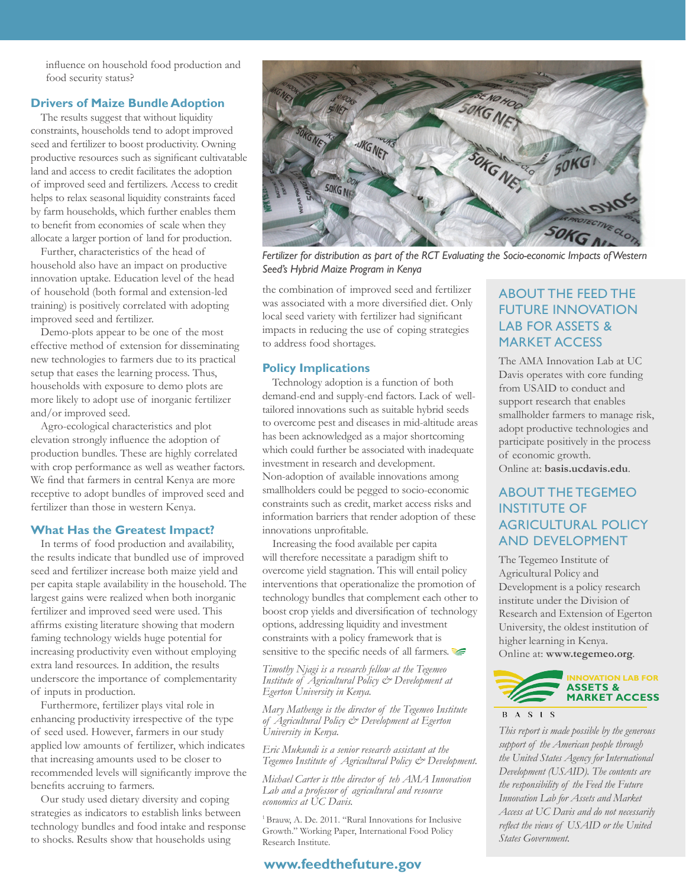influence on household food production and food security status?

### Drivers of Maize Bundle Adoption

The results suggest that without liquidity constraints, households tend to adopt improved seed and fertilizer to boost productivity. Owning productive resources such as significant cultivatable land and access to credit facilitates the adoption of improved seed and fertilizers. Access to credit helps to relax seasonal liquidity constraints faced by farm households, which further enables them to benefit from economies of scale when they allocate a larger portion of land for production.

Further, characteristics of the head of household also have an impact on productive innovation uptake. Education level of the head of household (both formal and extension-led training) is positively correlated with adopting improved seed and fertilizer.

Demo-plots appear to be one of the most effective method of extension for disseminating new technologies to farmers due to its practical setup that eases the learning process. Thus, households with exposure to demo plots are more likely to adopt use of inorganic fertilizer and/or improved seed.

Agro-ecological characteristics and plot elevation strongly influence the adoption of production bundles. These are highly correlated with crop performance as well as weather factors. We find that farmers in central Kenya are more receptive to adopt bundles of improved seed and fertilizer than those in western Kenya.

### What Has the Greatest Impact?

In terms of food production and availability, the results indicate that bundled use of improved seed and fertilizer increase both maize yield and per capita staple availability in the household. The largest gains were realized when both inorganic fertilizer and improved seed were used. This affirms existing literature showing that modern faming technology wields huge potential for increasing productivity even without employing extra land resources. In addition, the results underscore the importance of complementarity of inputs in production.

Furthermore, fertilizer plays vital role in enhancing productivity irrespective of the type of seed used. However, farmers in our study applied low amounts of fertilizer, which indicates that increasing amounts used to be closer to recommended levels will significantly improve the benefits accruing to farmers.

Our study used dietary diversity and coping strategies as indicators to establish links between technology bundles and food intake and response to shocks. Results show that households using the combination of improved seed and fertilizer was associated with a more diversified diet. Only local seed variety with fertilizer had significant impacts in reducing the use of coping strategies to address food shortages.

*Fertilizer for distribution as part of the RCT Evaluating the Socio-economic Impacts of Western Seed's Hybrid Maize Program in Kenya*

### Policy Implications

Technology adoption is a function of both demand-end and supply-end factors. Lack of well-tailored innovations such as suitable hybrid seeds to overcome pest and diseases in mid-altitude areas has been acknowledged as a major shortcoming which could further be associated with inadequate investment in research and development. Non-adoption of available innovations among smallholders could be pegged to socio-economic constraints such as credit, market access risks and information barriers that render adoption of these innovations unprofitable.

Increasing the food available per capita will therefore necessitate a paradigm shift to overcome yield stagnation. This will entail policy interventions that operationalize the promotion of technology bundles that complement each other to boost crop yields and diversification of technology options, addressing liquidity and investment constraints with a policy framework that is sensitive to the specific needs of all farmers.

*Timothy Njagi is a research fellow at the Tegemeo Institute of Agricultural Policy & Development at Egerton University in Kenya.*

*Mary Mathenge is the director of the Tegemeo Institute of Agricultural Policy & Development at Egerton University in Kenya.*

*Eric Mukundi is a senior research assistant at the Tegemeo Institute of Agricultural Policy & Development.*

*Michael Carter is tthe director of teh AMA Innovation Lab and a professor of agricultural and resource economics at UC Davis.*

[1] Brauw, A. De. 2011. "Rural Innovations for Inclusive Growth." Working Paper, International Food Policy Research Institute.

## ABOUT THE FEED THE FUTURE INNOVATION LAB FOR ASSETS & MARKET ACCESS

The AMA Innovation Lab at UC Davis operates with core funding from USAID to conduct and support research that enables smallholder farmers to manage risk, adopt productive technologies and participate positively in the process of economic growth.
Online at: **basis.ucdavis.edu**.

## ABOUT THE TEGEMEO INSTITUTE OF AGRICULTURAL POLICY AND DEVELOPMENT

The Tegemeo Institute of Agricultural Policy and Development is a policy research institute under the Division of Research and Extension of Egerton University, the oldest institution of higher learning in Kenya.
Online at: **www.tegemeo.org**.

INNOVATION LAB FOR ASSETS & MARKET ACCESS

BASIS

*This report is made possible by the generous support of the American people through the United States Agency for International Development (USAID). The contents are the responsibility of the Feed the Future Innovation Lab for Assets and Market Access at UC Davis and do not necessarily reflect the views of USAID or the United States Government.*

**www.feedthefuture.gov**